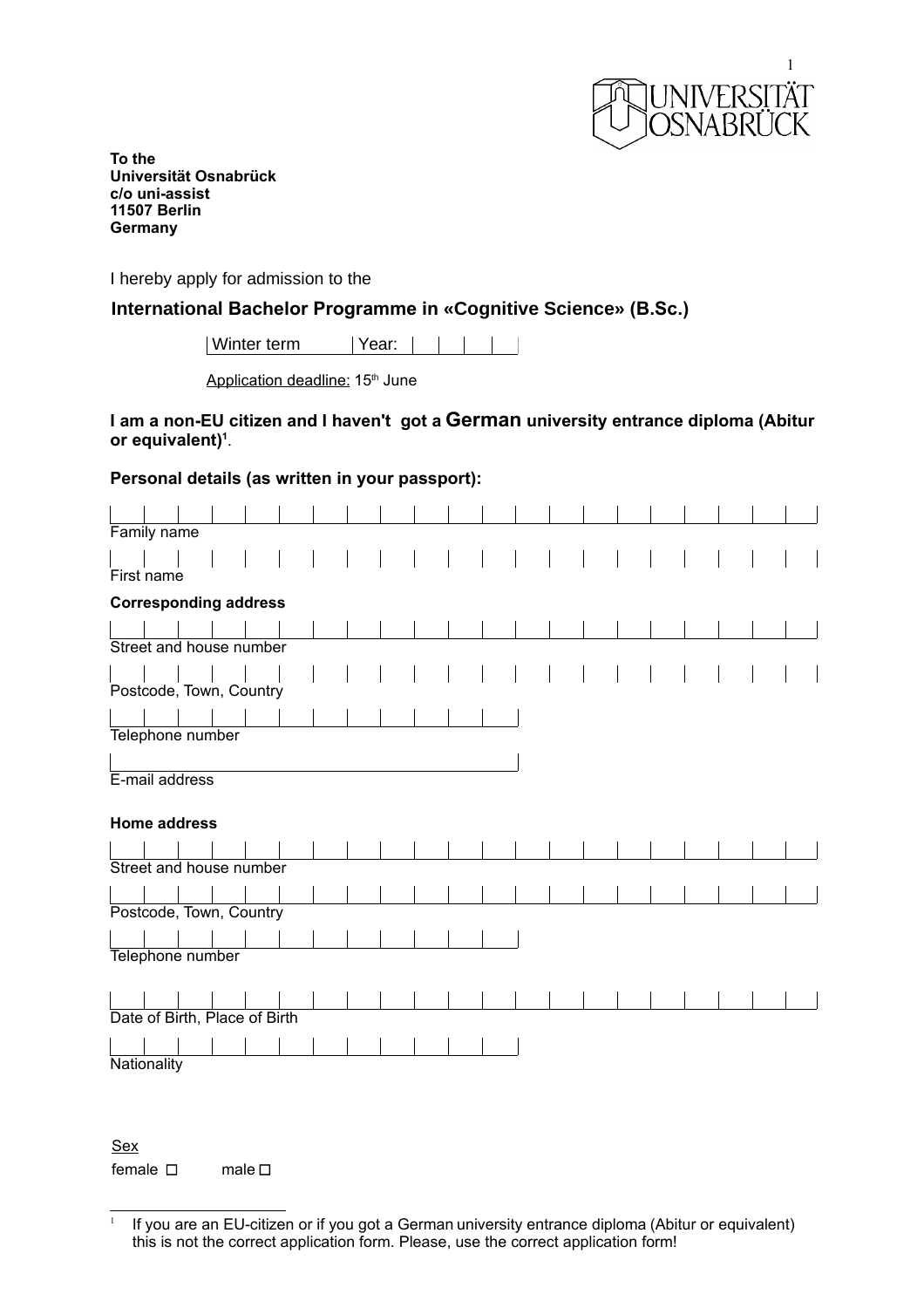UNIVERSITÄT OSNABRÜCK

**To the**
**Universität Osnabrück**
**c/o uni-assist**
**11507 Berlin**
**Germany**

I hereby apply for admission to the

## International Bachelor Programme in «Cognitive Science» (B.Sc.)

| Winter term | Year: | | | | |
|---|---|---|---|---|---|

Application deadline: 15th June

**I am a non-EU citizen and I haven't got a German university entrance diploma (Abitur or equivalent)**[1].

**Personal details (as written in your passport):**

Family name

First name

**Corresponding address**

Street and house number

Postcode, Town, Country

Telephone number

E-mail address

**Home address**

Street and house number

Postcode, Town, Country

Telephone number

Date of Birth, Place of Birth

Nationality

Sex

female ☐ male ☐

---

[1] If you are an EU-citizen or if you got a German university entrance diploma (Abitur or equivalent) this is not the correct application form. Please, use the correct application form!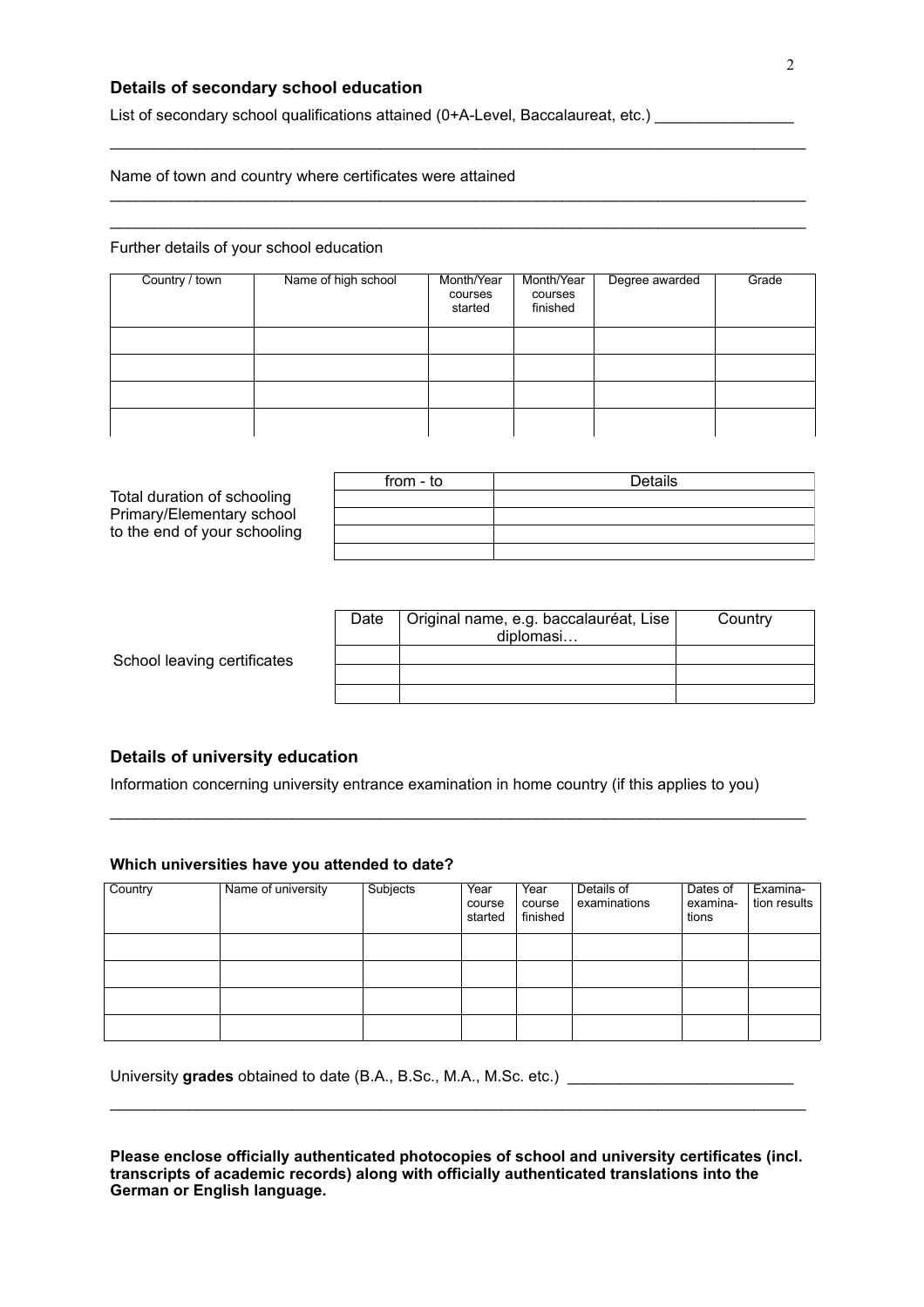## Details of secondary school education

List of secondary school qualifications attained (0+A-Level, Baccalaureat, etc.) ________________

________________________________________________________________________________

Name of town and country where certificates were attained

________________________________________________________________________________

________________________________________________________________________________

Further details of your school education

| Country / town | Name of high school | Month/Year courses started | Month/Year courses finished | Degree awarded | Grade |
|---|---|---|---|---|---|
| | | | | | |
| | | | | | |
| | | | | | |
| | | | | | |

Total duration of schooling Primary/Elementary school to the end of your schooling

| from - to | Details |
|---|---|
| | |
| | |
| | |
| | |

School leaving certificates

| Date | Original name, e.g. baccalauréat, Lise diplomasi… | Country |
|---|---|---|
| | | |
| | | |
| | | |

## Details of university education

Information concerning university entrance examination in home country (if this applies to you)

________________________________________________________________________________

### Which universities have you attended to date?

| Country | Name of university | Subjects | Year course started | Year course finished | Details of examinations | Dates of examinations | Examination results |
|---|---|---|---|---|---|---|---|
| | | | | | | | |
| | | | | | | | |
| | | | | | | | |
| | | | | | | | |

University **grades** obtained to date (B.A., B.Sc., M.A., M.Sc. etc.) __________________________

________________________________________________________________________________

**Please enclose officially authenticated photocopies of school and university certificates (incl. transcripts of academic records) along with officially authenticated translations into the German or English language.**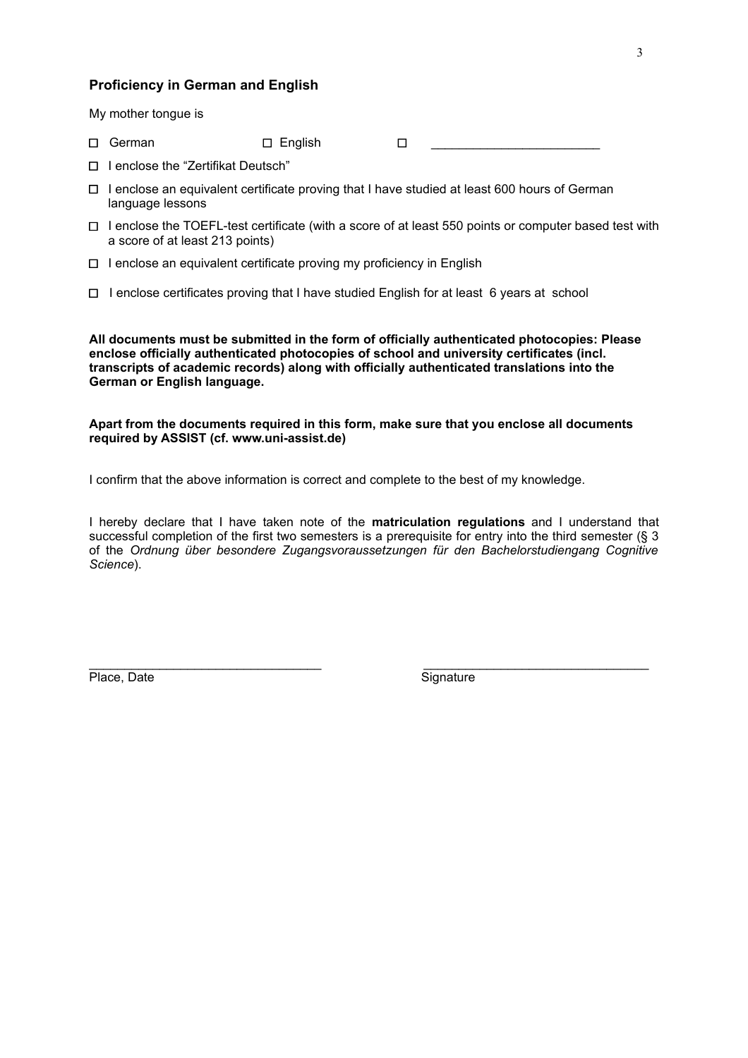### Proficiency in German and English

My mother tongue is

- ☐ German ☐ English ☐ _______________________
- ☐ I enclose the "Zertifikat Deutsch"
- ☐ I enclose an equivalent certificate proving that I have studied at least 600 hours of German language lessons
- ☐ I enclose the TOEFL-test certificate (with a score of at least 550 points or computer based test with a score of at least 213 points)
- ☐ I enclose an equivalent certificate proving my proficiency in English
- ☐ I enclose certificates proving that I have studied English for at least 6 years at school

**All documents must be submitted in the form of officially authenticated photocopies: Please enclose officially authenticated photocopies of school and university certificates (incl. transcripts of academic records) along with officially authenticated translations into the German or English language.**

**Apart from the documents required in this form, make sure that you enclose all documents required by ASSIST (cf. www.uni-assist.de)**

I confirm that the above information is correct and complete to the best of my knowledge.

I hereby declare that I have taken note of the **matriculation regulations** and I understand that successful completion of the first two semesters is a prerequisite for entry into the third semester (§ 3 of the *Ordnung über besondere Zugangsvoraussetzungen für den Bachelorstudiengang Cognitive Science*).

_________________________________ _________________________________

Place, Date Signature